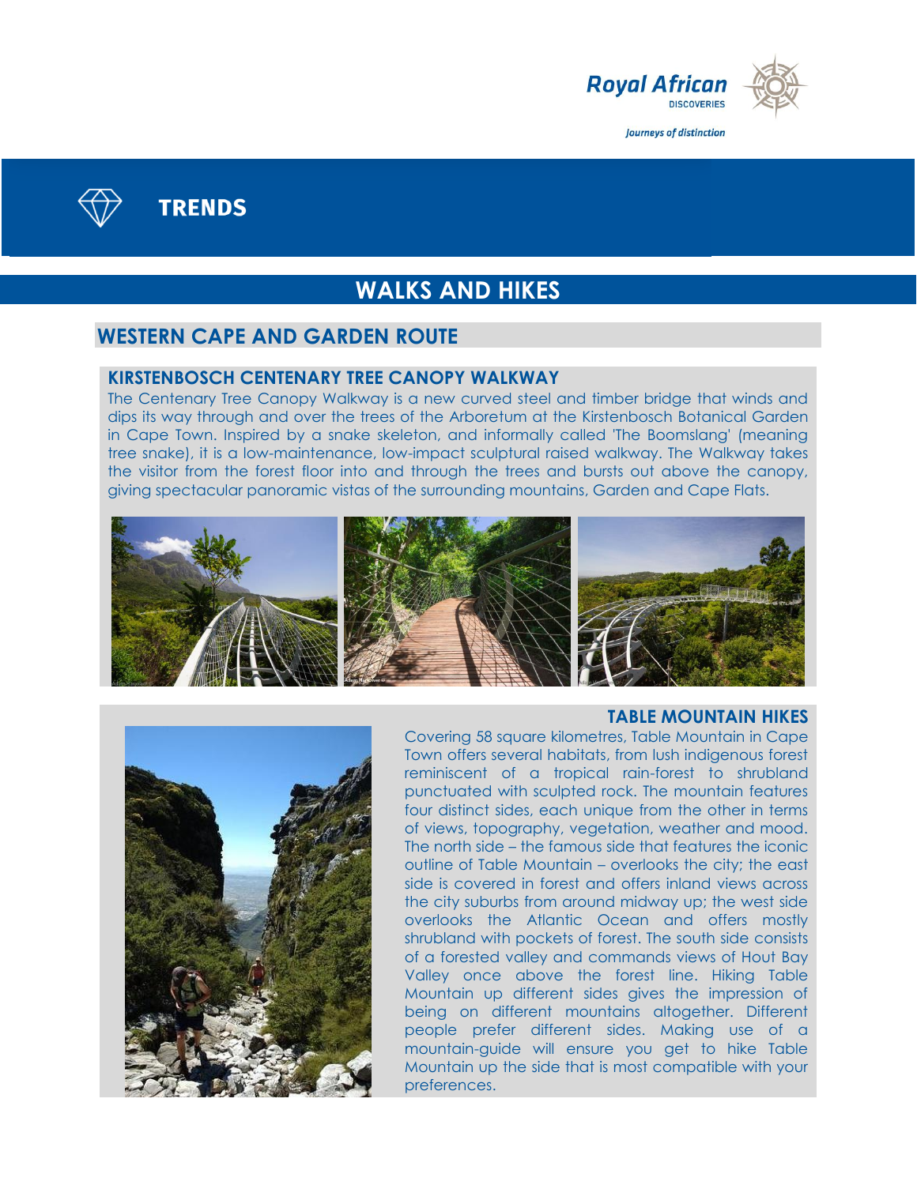Royal African DISCOVERIES

*Journeys of distinction*

# TRENDS

# WALKS AND HIKES

## WESTERN CAPE AND GARDEN ROUTE

### KIRSTENBOSCH CENTENARY TREE CANOPY WALKWAY

The Centenary Tree Canopy Walkway is a new curved steel and timber bridge that winds and dips its way through and over the trees of the Arboretum at the Kirstenbosch Botanical Garden in Cape Town. Inspired by a snake skeleton, and informally called 'The Boomslang' (meaning tree snake), it is a low-maintenance, low-impact sculptural raised walkway. The Walkway takes the visitor from the forest floor into and through the trees and bursts out above the canopy, giving spectacular panoramic vistas of the surrounding mountains, Garden and Cape Flats.

### TABLE MOUNTAIN HIKES

Covering 58 square kilometres, Table Mountain in Cape Town offers several habitats, from lush indigenous forest reminiscent of a tropical rain-forest to shrubland punctuated with sculpted rock. The mountain features four distinct sides, each unique from the other in terms of views, topography, vegetation, weather and mood. The north side – the famous side that features the iconic outline of Table Mountain – overlooks the city; the east side is covered in forest and offers inland views across the city suburbs from around midway up; the west side overlooks the Atlantic Ocean and offers mostly shrubland with pockets of forest. The south side consists of a forested valley and commands views of Hout Bay Valley once above the forest line. Hiking Table Mountain up different sides gives the impression of being on different mountains altogether. Different people prefer different sides. Making use of a mountain-guide will ensure you get to hike Table Mountain up the side that is most compatible with your preferences.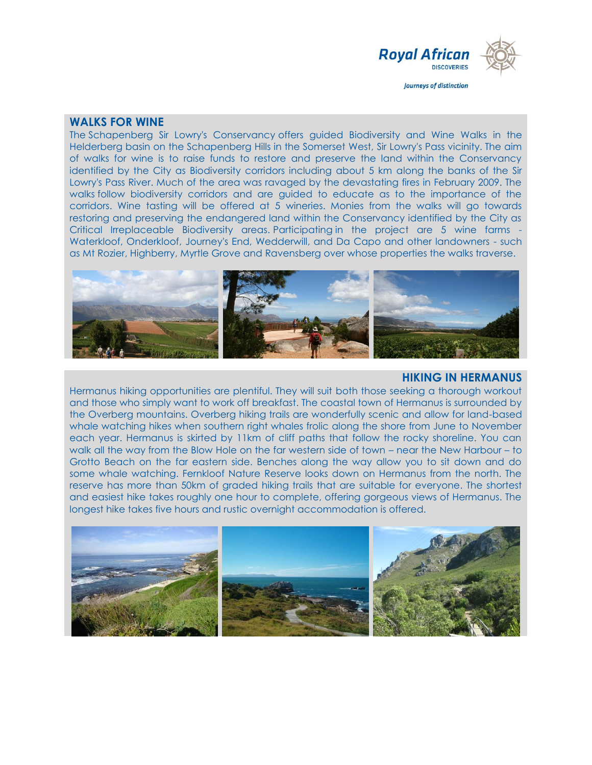## WALKS FOR WINE

The Schapenberg Sir Lowry's Conservancy offers guided Biodiversity and Wine Walks in the Helderberg basin on the Schapenberg Hills in the Somerset West, Sir Lowry's Pass vicinity. The aim of walks for wine is to raise funds to restore and preserve the land within the Conservancy identified by the City as Biodiversity corridors including about 5 km along the banks of the Sir Lowry's Pass River. Much of the area was ravaged by the devastating fires in February 2009. The walks follow biodiversity corridors and are guided to educate as to the importance of the corridors. Wine tasting will be offered at 5 wineries. Monies from the walks will go towards restoring and preserving the endangered land within the Conservancy identified by the City as Critical Irreplaceable Biodiversity areas. Participating in the project are 5 wine farms - Waterkloof, Onderkloof, Journey's End, Wedderwill, and Da Capo and other landowners - such as Mt Rozier, Highberry, Myrtle Grove and Ravensberg over whose properties the walks traverse.

## HIKING IN HERMANUS

Hermanus hiking opportunities are plentiful. They will suit both those seeking a thorough workout and those who simply want to work off breakfast. The coastal town of Hermanus is surrounded by the Overberg mountains. Overberg hiking trails are wonderfully scenic and allow for land-based whale watching hikes when southern right whales frolic along the shore from June to November each year. Hermanus is skirted by 11km of cliff paths that follow the rocky shoreline. You can walk all the way from the Blow Hole on the far western side of town – near the New Harbour – to Grotto Beach on the far eastern side. Benches along the way allow you to sit down and do some whale watching. Fernkloof Nature Reserve looks down on Hermanus from the north. The reserve has more than 50km of graded hiking trails that are suitable for everyone. The shortest and easiest hike takes roughly one hour to complete, offering gorgeous views of Hermanus. The longest hike takes five hours and rustic overnight accommodation is offered.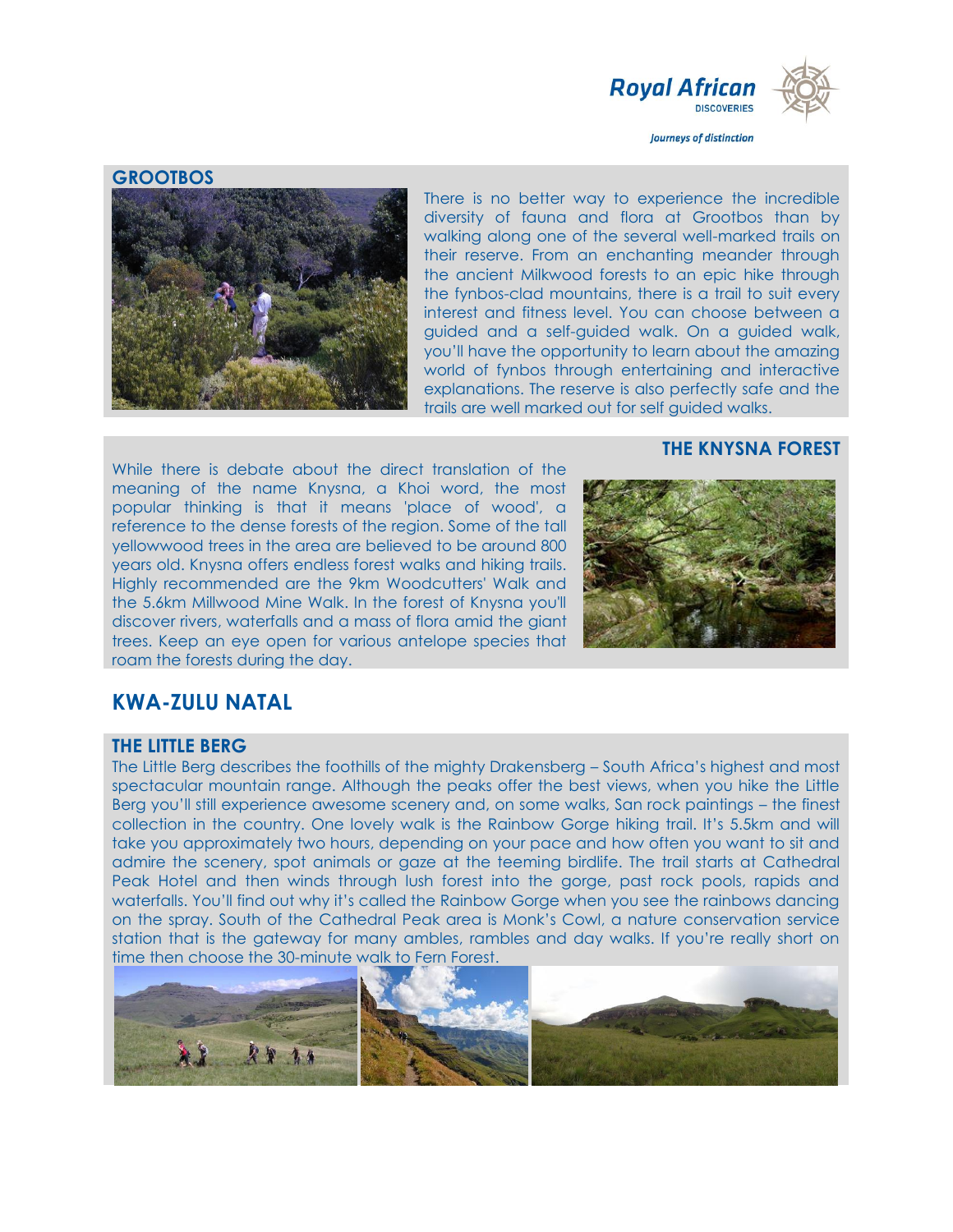## GROOTBOS

There is no better way to experience the incredible diversity of fauna and flora at Grootbos than by walking along one of the several well-marked trails on their reserve. From an enchanting meander through the ancient Milkwood forests to an epic hike through the fynbos-clad mountains, there is a trail to suit every interest and fitness level. You can choose between a guided and a self-guided walk. On a guided walk, you'll have the opportunity to learn about the amazing world of fynbos through entertaining and interactive explanations. The reserve is also perfectly safe and the trails are well marked out for self guided walks.

## THE KNYSNA FOREST

While there is debate about the direct translation of the meaning of the name Knysna, a Khoi word, the most popular thinking is that it means 'place of wood', a reference to the dense forests of the region. Some of the tall yellowwood trees in the area are believed to be around 800 years old. Knysna offers endless forest walks and hiking trails. Highly recommended are the 9km Woodcutters' Walk and the 5.6km Millwood Mine Walk. In the forest of Knysna you'll discover rivers, waterfalls and a mass of flora amid the giant trees. Keep an eye open for various antelope species that roam the forests during the day.

# KWA-ZULU NATAL

## THE LITTLE BERG

The Little Berg describes the foothills of the mighty Drakensberg – South Africa's highest and most spectacular mountain range. Although the peaks offer the best views, when you hike the Little Berg you'll still experience awesome scenery and, on some walks, San rock paintings – the finest collection in the country. One lovely walk is the Rainbow Gorge hiking trail. It's 5.5km and will take you approximately two hours, depending on your pace and how often you want to sit and admire the scenery, spot animals or gaze at the teeming birdlife. The trail starts at Cathedral Peak Hotel and then winds through lush forest into the gorge, past rock pools, rapids and waterfalls. You'll find out why it's called the Rainbow Gorge when you see the rainbows dancing on the spray. South of the Cathedral Peak area is Monk's Cowl, a nature conservation service station that is the gateway for many ambles, rambles and day walks. If you're really short on time then choose the 30-minute walk to Fern Forest.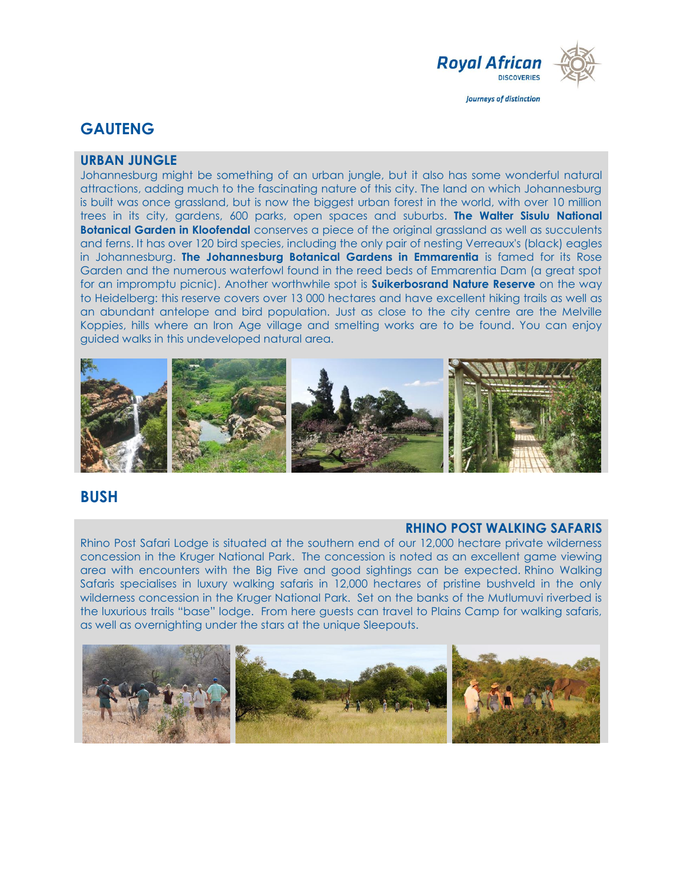# GAUTENG

## URBAN JUNGLE

Johannesburg might be something of an urban jungle, but it also has some wonderful natural attractions, adding much to the fascinating nature of this city. The land on which Johannesburg is built was once grassland, but is now the biggest urban forest in the world, with over 10 million trees in its city, gardens, 600 parks, open spaces and suburbs. **The Walter Sisulu National Botanical Garden in Kloofendal** conserves a piece of the original grassland as well as succulents and ferns. It has over 120 bird species, including the only pair of nesting Verreaux's (black) eagles in Johannesburg. **The Johannesburg Botanical Gardens in Emmarentia** is famed for its Rose Garden and the numerous waterfowl found in the reed beds of Emmarentia Dam (a great spot for an impromptu picnic). Another worthwhile spot is **Suikerbosrand Nature Reserve** on the way to Heidelberg: this reserve covers over 13 000 hectares and have excellent hiking trails as well as an abundant antelope and bird population. Just as close to the city centre are the Melville Koppies, hills where an Iron Age village and smelting works are to be found. You can enjoy guided walks in this undeveloped natural area.

# BUSH

## RHINO POST WALKING SAFARIS

Rhino Post Safari Lodge is situated at the southern end of our 12,000 hectare private wilderness concession in the Kruger National Park. The concession is noted as an excellent game viewing area with encounters with the Big Five and good sightings can be expected. Rhino Walking Safaris specialises in luxury walking safaris in 12,000 hectares of pristine bushveld in the only wilderness concession in the Kruger National Park. Set on the banks of the Mutlumuvi riverbed is the luxurious trails "base" lodge. From here guests can travel to Plains Camp for walking safaris, as well as overnighting under the stars at the unique Sleepouts.